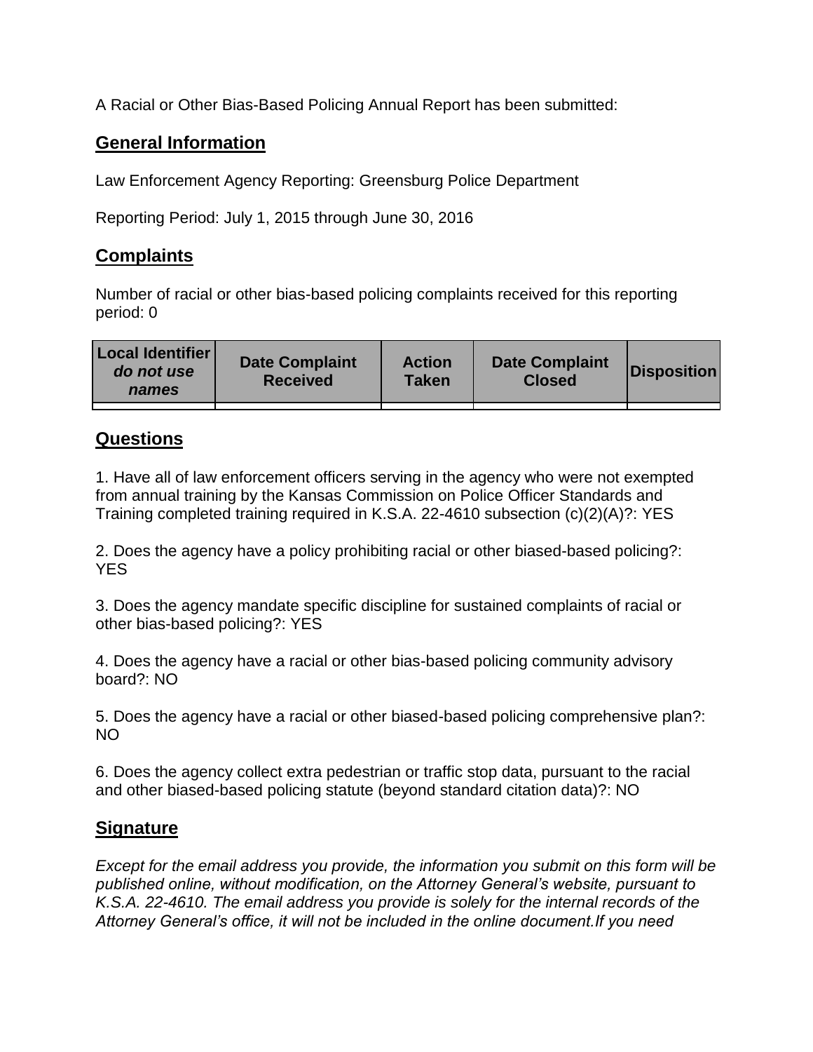A Racial or Other Bias-Based Policing Annual Report has been submitted:

## General Information

Law Enforcement Agency Reporting: Greensburg Police Department

Reporting Period: July 1, 2015 through June 30, 2016

## Complaints

Number of racial or other bias-based policing complaints received for this reporting period: 0

| Local Identifier *do not use names* | Date Complaint Received | Action Taken | Date Complaint Closed | Disposition |
|---|---|---|---|---|
| | | | | |

## Questions

1. Have all of law enforcement officers serving in the agency who were not exempted from annual training by the Kansas Commission on Police Officer Standards and Training completed training required in K.S.A. 22-4610 subsection (c)(2)(A)?: YES

2. Does the agency have a policy prohibiting racial or other biased-based policing?: YES

3. Does the agency mandate specific discipline for sustained complaints of racial or other bias-based policing?: YES

4. Does the agency have a racial or other bias-based policing community advisory board?: NO

5. Does the agency have a racial or other biased-based policing comprehensive plan?: NO

6. Does the agency collect extra pedestrian or traffic stop data, pursuant to the racial and other biased-based policing statute (beyond standard citation data)?: NO

## Signature

*Except for the email address you provide, the information you submit on this form will be published online, without modification, on the Attorney General's website, pursuant to K.S.A. 22-4610. The email address you provide is solely for the internal records of the Attorney General's office, it will not be included in the online document.If you need*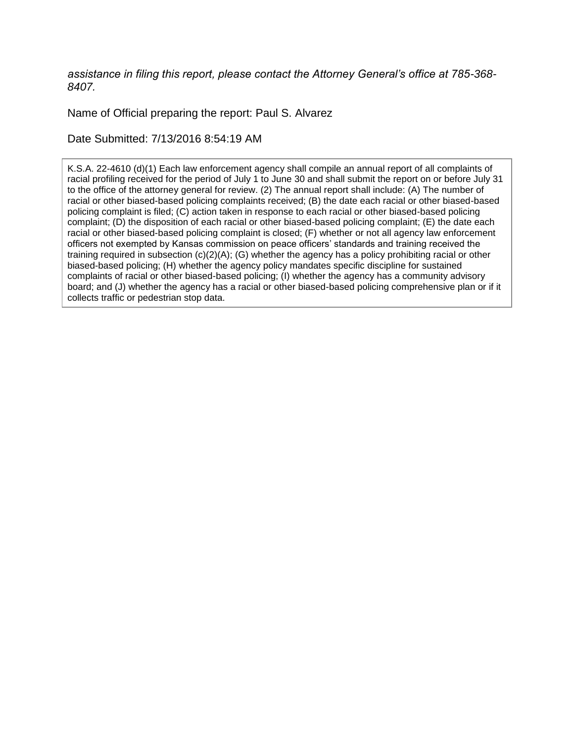*assistance in filing this report, please contact the Attorney General's office at 785-368-8407.*

Name of Official preparing the report: Paul S. Alvarez

Date Submitted: 7/13/2016 8:54:19 AM

K.S.A. 22-4610 (d)(1) Each law enforcement agency shall compile an annual report of all complaints of racial profiling received for the period of July 1 to June 30 and shall submit the report on or before July 31 to the office of the attorney general for review. (2) The annual report shall include: (A) The number of racial or other biased-based policing complaints received; (B) the date each racial or other biased-based policing complaint is filed; (C) action taken in response to each racial or other biased-based policing complaint; (D) the disposition of each racial or other biased-based policing complaint; (E) the date each racial or other biased-based policing complaint is closed; (F) whether or not all agency law enforcement officers not exempted by Kansas commission on peace officers' standards and training received the training required in subsection (c)(2)(A); (G) whether the agency has a policy prohibiting racial or other biased-based policing; (H) whether the agency policy mandates specific discipline for sustained complaints of racial or other biased-based policing; (I) whether the agency has a community advisory board; and (J) whether the agency has a racial or other biased-based policing comprehensive plan or if it collects traffic or pedestrian stop data.